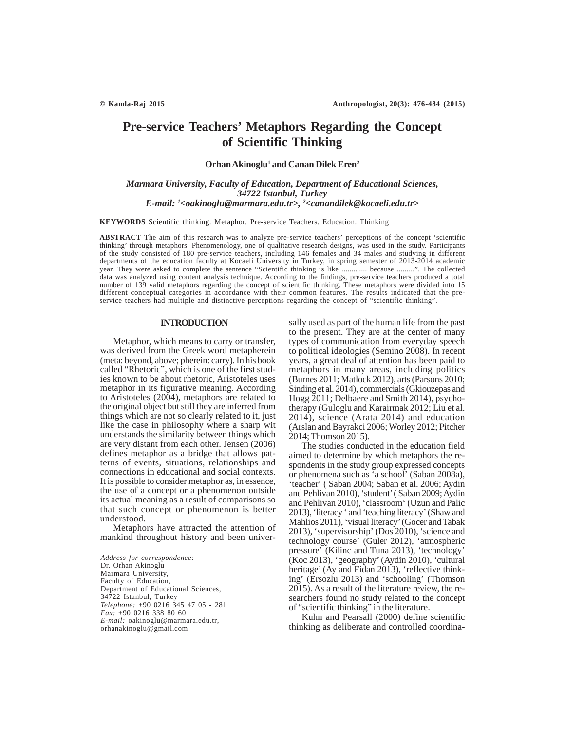# Pre-service Teachers' Metaphors Regarding the Concept of Scientific Thinking

**Orhan Akinoglu[1] and Canan Dilek Eren[2]**

*Marmara University, Faculty of Education, Department of Educational Sciences, 34722 Istanbul, Turkey*
*E-mail: [1]<oakinoglu@marmara.edu.tr>, [2]<canandilek@kocaeli.edu.tr>*

**KEYWORDS** Scientific thinking. Metaphor. Pre-service Teachers. Education. Thinking

**ABSTRACT** The aim of this research was to analyze pre-service teachers' perceptions of the concept 'scientific thinking' through metaphors. Phenomenology, one of qualitative research designs, was used in the study. Participants of the study consisted of 180 pre-service teachers, including 146 females and 34 males and studying in different departments of the education faculty at Kocaeli University in Turkey, in spring semester of 2013-2014 academic year. They were asked to complete the sentence "Scientific thinking is like ............. because .........". The collected data was analyzed using content analysis technique. According to the findings, pre-service teachers produced a total number of 139 valid metaphors regarding the concept of scientific thinking. These metaphors were divided into 15 different conceptual categories in accordance with their common features. The results indicated that the pre-service teachers had multiple and distinctive perceptions regarding the concept of "scientific thinking".

## INTRODUCTION

Metaphor, which means to carry or transfer, was derived from the Greek word metapherein (meta: beyond, above; pherein: carry). In his book called "Rhetoric", which is one of the first studies known to be about rhetoric, Aristoteles uses metaphor in its figurative meaning. According to Aristoteles (2004), metaphors are related to the original object but still they are inferred from things which are not so clearly related to it, just like the case in philosophy where a sharp wit understands the similarity between things which are very distant from each other. Jensen (2006) defines metaphor as a bridge that allows patterns of events, situations, relationships and connections in educational and social contexts. It is possible to consider metaphor as, in essence, the use of a concept or a phenomenon outside its actual meaning as a result of comparisons so that such concept or phenomenon is better understood.

Metaphors have attracted the attention of mankind throughout history and been universally used as part of the human life from the past to the present. They are at the center of many types of communication from everyday speech to political ideologies (Semino 2008). In recent years, a great deal of attention has been paid to metaphors in many areas, including politics (Burnes 2011; Matlock 2012), arts (Parsons 2010; Sinding et al. 2014), commercials (Gkiouzepas and Hogg 2011; Delbaere and Smith 2014), psychotherapy (Guloglu and Karairmak 2012; Liu et al. 2014), science (Arata 2014) and education (Arslan and Bayrakci 2006; Worley 2012; Pitcher 2014; Thomson 2015).

The studies conducted in the education field aimed to determine by which metaphors the respondents in the study group expressed concepts or phenomena such as 'a school' (Saban 2008a), 'teacher' ( Saban 2004; Saban et al. 2006; Aydin and Pehlivan 2010), 'student' ( Saban 2009; Aydin and Pehlivan 2010), 'classroom' (Uzun and Palic 2013), 'literacy ' and 'teaching literacy' (Shaw and Mahlios 2011), 'visual literacy' (Gocer and Tabak 2013), 'supervisorship' (Dos 2010), 'science and technology course' (Guler 2012), 'atmospheric pressure' (Kilinc and Tuna 2013), 'technology' (Koc 2013), 'geography' (Aydin 2010), 'cultural heritage' (Ay and Fidan 2013), 'reflective thinking' (Ersozlu 2013) and 'schooling' (Thomson 2015). As a result of the literature review, the researchers found no study related to the concept of "scientific thinking" in the literature.

Kuhn and Pearsall (2000) define scientific thinking as deliberate and controlled coordina-

*Address for correspondence:*
Dr. Orhan Akinoglu
Marmara University,
Faculty of Education,
Department of Educational Sciences,
34722 Istanbul, Turkey
*Telephone:* +90 0216 345 47 05 - 281
*Fax:* +90 0216 338 80 60
*E-mail:* oakinoglu@marmara.edu.tr,
orhanakinoglu@gmail.com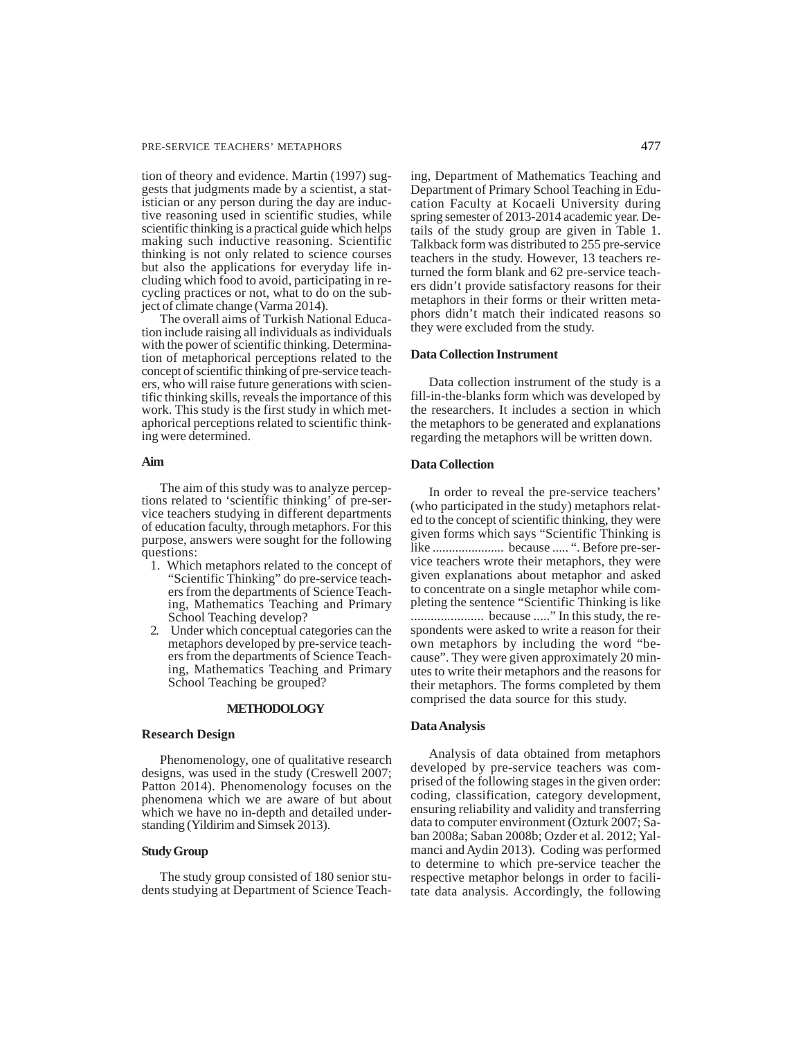tion of theory and evidence. Martin (1997) suggests that judgments made by a scientist, a statistician or any person during the day are inductive reasoning used in scientific studies, while scientific thinking is a practical guide which helps making such inductive reasoning. Scientific thinking is not only related to science courses but also the applications for everyday life including which food to avoid, participating in recycling practices or not, what to do on the subject of climate change (Varma 2014).

The overall aims of Turkish National Education include raising all individuals as individuals with the power of scientific thinking. Determination of metaphorical perceptions related to the concept of scientific thinking of pre-service teachers, who will raise future generations with scientific thinking skills, reveals the importance of this work. This study is the first study in which metaphorical perceptions related to scientific thinking were determined.

### Aim

The aim of this study was to analyze perceptions related to 'scientific thinking' of pre-service teachers studying in different departments of education faculty, through metaphors. For this purpose, answers were sought for the following questions:

1. Which metaphors related to the concept of "Scientific Thinking" do pre-service teachers from the departments of Science Teaching, Mathematics Teaching and Primary School Teaching develop?
2. Under which conceptual categories can the metaphors developed by pre-service teachers from the departments of Science Teaching, Mathematics Teaching and Primary School Teaching be grouped?

## METHODOLOGY

### Research Design

Phenomenology, one of qualitative research designs, was used in the study (Creswell 2007; Patton 2014). Phenomenology focuses on the phenomena which we are aware of but about which we have no in-depth and detailed understanding (Yildirim and Simsek 2013).

### Study Group

The study group consisted of 180 senior students studying at Department of Science Teaching, Department of Mathematics Teaching and Department of Primary School Teaching in Education Faculty at Kocaeli University during spring semester of 2013-2014 academic year. Details of the study group are given in Table 1. Talkback form was distributed to 255 pre-service teachers in the study. However, 13 teachers returned the form blank and 62 pre-service teachers didn't provide satisfactory reasons for their metaphors in their forms or their written metaphors didn't match their indicated reasons so they were excluded from the study.

### Data Collection Instrument

Data collection instrument of the study is a fill-in-the-blanks form which was developed by the researchers. It includes a section in which the metaphors to be generated and explanations regarding the metaphors will be written down.

### Data Collection

In order to reveal the pre-service teachers' (who participated in the study) metaphors related to the concept of scientific thinking, they were given forms which says "Scientific Thinking is like ...................... because ..... ". Before pre-service teachers wrote their metaphors, they were given explanations about metaphor and asked to concentrate on a single metaphor while completing the sentence "Scientific Thinking is like ...................... because ....." In this study, the respondents were asked to write a reason for their own metaphors by including the word "because". They were given approximately 20 minutes to write their metaphors and the reasons for their metaphors. The forms completed by them comprised the data source for this study.

### Data Analysis

Analysis of data obtained from metaphors developed by pre-service teachers was comprised of the following stages in the given order: coding, classification, category development, ensuring reliability and validity and transferring data to computer environment (Ozturk 2007; Saban 2008a; Saban 2008b; Ozder et al. 2012; Yalmanci and Aydin 2013). Coding was performed to determine to which pre-service teacher the respective metaphor belongs in order to facilitate data analysis. Accordingly, the following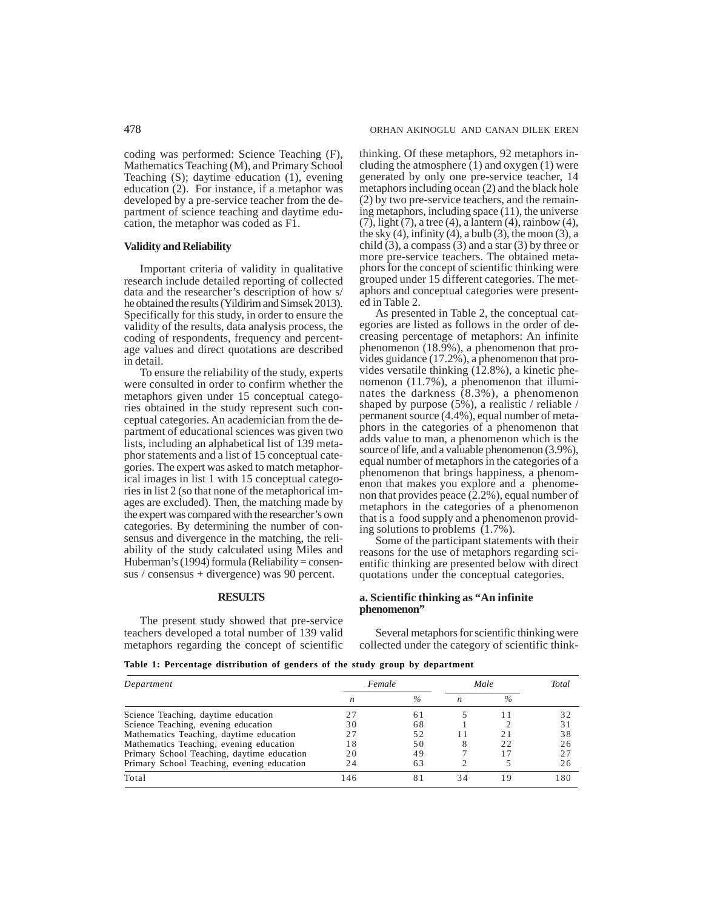coding was performed: Science Teaching (F), Mathematics Teaching (M), and Primary School Teaching (S); daytime education (1), evening education (2). For instance, if a metaphor was developed by a pre-service teacher from the department of science teaching and daytime education, the metaphor was coded as F1.

### Validity and Reliability

Important criteria of validity in qualitative research include detailed reporting of collected data and the researcher's description of how s/he obtained the results (Yildirim and Simsek 2013). Specifically for this study, in order to ensure the validity of the results, data analysis process, the coding of respondents, frequency and percentage values and direct quotations are described in detail.

To ensure the reliability of the study, experts were consulted in order to confirm whether the metaphors given under 15 conceptual categories obtained in the study represent such conceptual categories. An academician from the department of educational sciences was given two lists, including an alphabetical list of 139 metaphor statements and a list of 15 conceptual categories. The expert was asked to match metaphorical images in list 1 with 15 conceptual categories in list 2 (so that none of the metaphorical images are excluded). Then, the matching made by the expert was compared with the researcher's own categories. By determining the number of consensus and divergence in the matching, the reliability of the study calculated using Miles and Huberman's (1994) formula (Reliability = consensus / consensus + divergence) was 90 percent.

## RESULTS

The present study showed that pre-service teachers developed a total number of 139 valid metaphors regarding the concept of scientific thinking. Of these metaphors, 92 metaphors including the atmosphere (1) and oxygen (1) were generated by only one pre-service teacher, 14 metaphors including ocean (2) and the black hole (2) by two pre-service teachers, and the remaining metaphors, including space (11), the universe (7), light (7), a tree (4), a lantern (4), rainbow (4), the sky (4), infinity (4), a bulb (3), the moon (3), a child (3), a compass (3) and a star (3) by three or more pre-service teachers. The obtained metaphors for the concept of scientific thinking were grouped under 15 different categories. The metaphors and conceptual categories were presented in Table 2.

As presented in Table 2, the conceptual categories are listed as follows in the order of decreasing percentage of metaphors: An infinite phenomenon (18.9%), a phenomenon that provides guidance (17.2%), a phenomenon that provides versatile thinking (12.8%), a kinetic phenomenon (11.7%), a phenomenon that illuminates the darkness (8.3%), a phenomenon shaped by purpose (5%), a realistic / reliable / permanent source (4.4%), equal number of metaphors in the categories of a phenomenon that adds value to man, a phenomenon which is the source of life, and a valuable phenomenon (3.9%), equal number of metaphors in the categories of a phenomenon that brings happiness, a phenomenon that makes you explore and a phenomenon that provides peace (2.2%), equal number of metaphors in the categories of a phenomenon that is a food supply and a phenomenon providing solutions to problems (1.7%).

Some of the participant statements with their reasons for the use of metaphors regarding scientific thinking are presented below with direct quotations under the conceptual categories.

### a. Scientific thinking as "An infinite phenomenon"

Several metaphors for scientific thinking were collected under the category of scientific think-

**Table 1: Percentage distribution of genders of the study group by department**

| *Department* | *Female* | | *Male* | | *Total* |
|---|---|---|---|---|---|
| | *n* | *%* | *n* | *%* | |
| Science Teaching, daytime education | 27 | 61 | 5 | 11 | 32 |
| Science Teaching, evening education | 30 | 68 | 1 | 2 | 31 |
| Mathematics Teaching, daytime education | 27 | 52 | 11 | 21 | 38 |
| Mathematics Teaching, evening education | 18 | 50 | 8 | 22 | 26 |
| Primary School Teaching, daytime education | 20 | 49 | 7 | 17 | 27 |
| Primary School Teaching, evening education | 24 | 63 | 2 | 5 | 26 |
| Total | 146 | 81 | 34 | 19 | 180 |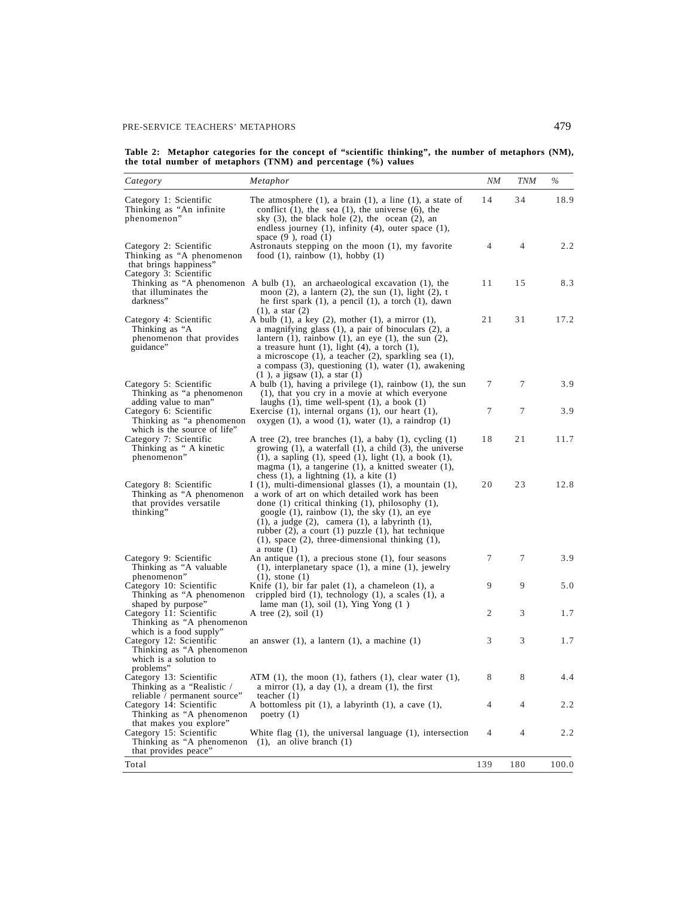**Table 2: Metaphor categories for the concept of "scientific thinking", the number of metaphors (NM), the total number of metaphors (TNM) and percentage (%) values**

| *Category* | *Metaphor* | *NM* | *TNM* | *%* |
|---|---|---|---|---|
| Category 1: Scientific Thinking as "An infinite phenomenon" | The atmosphere (1), a brain (1), a line (1), a state of conflict (1), the sea (1), the universe (6), the sky (3), the black hole (2), the ocean (2), an endless journey (1), infinity (4), outer space (1), space (9 ), road (1) | 14 | 34 | 18.9 |
| Category 2: Scientific Thinking as "A phenomenon that brings happiness" | Astronauts stepping on the moon (1), my favorite food (1), rainbow (1), hobby (1) | 4 | 4 | 2.2 |
| Category 3: Scientific Thinking as "A phenomenon that illuminates the darkness" | A bulb (1), an archaeological excavation (1), the moon (2), a lantern (2), the sun (1), light (2), t he first spark (1), a pencil (1), a torch (1), dawn (1), a star (2) | 11 | 15 | 8.3 |
| Category 4: Scientific Thinking as "A phenomenon that provides guidance" | A bulb (1), a key (2), mother (1), a mirror (1), a magnifying glass (1), a pair of binoculars (2), a lantern (1), rainbow (1), an eye (1), the sun (2), a treasure hunt (1), light (4), a torch (1), a microscope (1), a teacher (2), sparkling sea (1), a compass (3), questioning (1), water (1), awakening (1 ), a jigsaw (1), a star (1) | 21 | 31 | 17.2 |
| Category 5: Scientific Thinking as "a phenomenon adding value to man" | A bulb (1), having a privilege (1), rainbow (1), the sun (1), that you cry in a movie at which everyone laughs (1), time well-spent (1), a book (1) | 7 | 7 | 3.9 |
| Category 6: Scientific Thinking as "a phenomenon which is the source of life" | Exercise (1), internal organs (1), our heart (1), oxygen (1), a wood (1), water (1), a raindrop (1) | 7 | 7 | 3.9 |
| Category 7: Scientific Thinking as " A kinetic phenomenon" | A tree (2), tree branches (1), a baby (1), cycling (1) growing (1), a waterfall (1), a child (3), the universe (1), a sapling (1), speed (1), light (1), a book (1), magma (1), a tangerine (1), a knitted sweater (1), chess (1), a lightning (1), a kite (1) | 18 | 21 | 11.7 |
| Category 8: Scientific Thinking as "A phenomenon that provides versatile thinking" | I (1), multi-dimensional glasses (1), a mountain (1), a work of art on which detailed work has been done (1) critical thinking (1), philosophy (1), google (1), rainbow (1), the sky (1), an eye (1), a judge (2), camera (1), a labyrinth (1), rubber (2), a court (1) puzzle (1), hat technique (1), space (2), three-dimensional thinking (1), a route (1) | 20 | 23 | 12.8 |
| Category 9: Scientific Thinking as "A valuable phenomenon" | An antique (1), a precious stone (1), four seasons (1), interplanetary space (1), a mine (1), jewelry (1), stone (1) | 7 | 7 | 3.9 |
| Category 10: Scientific Thinking as "A phenomenon shaped by purpose" | Knife (1), bir far palet (1), a chameleon (1), a crippled bird (1), technology (1), a scales (1), a lame man (1), soil (1), Ying Yong (1 ) | 9 | 9 | 5.0 |
| Category 11: Scientific Thinking as "A phenomenon which is a food supply" | A tree (2), soil (1) | 2 | 3 | 1.7 |
| Category 12: Scientific Thinking as "A phenomenon which is a solution to problems" | an answer (1), a lantern (1), a machine (1) | 3 | 3 | 1.7 |
| Category 13: Scientific Thinking as a "Realistic / reliable / permanent source" | ATM (1), the moon (1), fathers (1), clear water (1), a mirror (1), a day (1), a dream (1), the first teacher (1) | 8 | 8 | 4.4 |
| Category 14: Scientific Thinking as "A phenomenon that makes you explore" | A bottomless pit (1), a labyrinth (1), a cave (1), poetry (1) | 4 | 4 | 2.2 |
| Category 15: Scientific Thinking as "A phenomenon that provides peace" | White flag (1), the universal language (1), intersection (1), an olive branch (1) | 4 | 4 | 2.2 |
| Total | | 139 | 180 | 100.0 |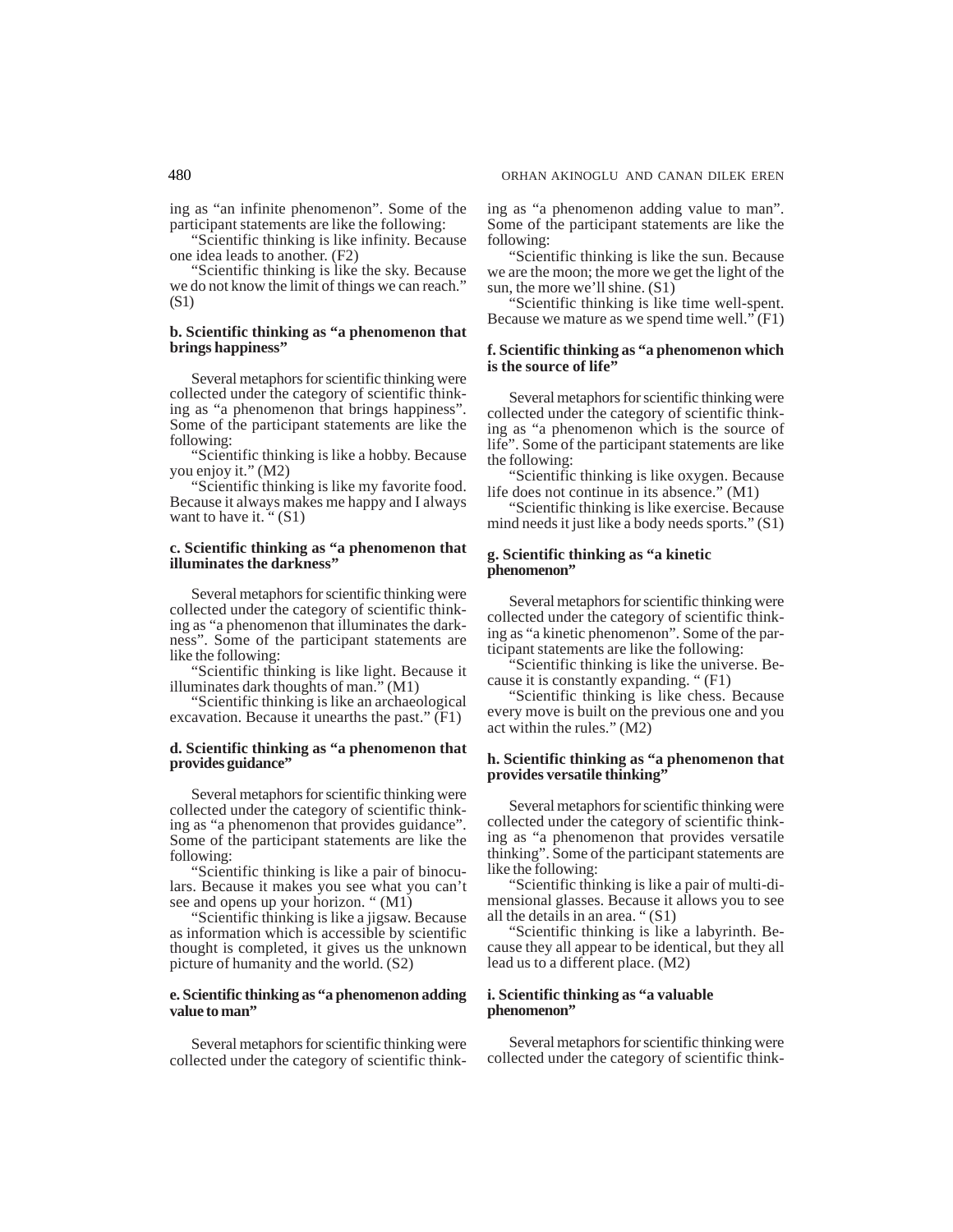ing as "an infinite phenomenon". Some of the participant statements are like the following:

"Scientific thinking is like infinity. Because one idea leads to another. (F2)

"Scientific thinking is like the sky. Because we do not know the limit of things we can reach." (S1)

**b. Scientific thinking as "a phenomenon that brings happiness"**

Several metaphors for scientific thinking were collected under the category of scientific thinking as "a phenomenon that brings happiness". Some of the participant statements are like the following:

"Scientific thinking is like a hobby. Because you enjoy it." (M2)

"Scientific thinking is like my favorite food. Because it always makes me happy and I always want to have it. " (S1)

**c. Scientific thinking as "a phenomenon that illuminates the darkness"**

Several metaphors for scientific thinking were collected under the category of scientific thinking as "a phenomenon that illuminates the darkness". Some of the participant statements are like the following:

"Scientific thinking is like light. Because it illuminates dark thoughts of man." (M1)

"Scientific thinking is like an archaeological excavation. Because it unearths the past." (F1)

**d. Scientific thinking as "a phenomenon that provides guidance"**

Several metaphors for scientific thinking were collected under the category of scientific thinking as "a phenomenon that provides guidance". Some of the participant statements are like the following:

"Scientific thinking is like a pair of binoculars. Because it makes you see what you can't see and opens up your horizon. " (M1)

"Scientific thinking is like a jigsaw. Because as information which is accessible by scientific thought is completed, it gives us the unknown picture of humanity and the world. (S2)

**e. Scientific thinking as "a phenomenon adding value to man"**

Several metaphors for scientific thinking were collected under the category of scientific thinking as "a phenomenon adding value to man". Some of the participant statements are like the following:

"Scientific thinking is like the sun. Because we are the moon; the more we get the light of the sun, the more we'll shine. (S1)

"Scientific thinking is like time well-spent. Because we mature as we spend time well." (F1)

**f. Scientific thinking as "a phenomenon which is the source of life"**

Several metaphors for scientific thinking were collected under the category of scientific thinking as "a phenomenon which is the source of life". Some of the participant statements are like the following:

"Scientific thinking is like oxygen. Because life does not continue in its absence." (M1)

"Scientific thinking is like exercise. Because mind needs it just like a body needs sports." (S1)

**g. Scientific thinking as "a kinetic phenomenon"**

Several metaphors for scientific thinking were collected under the category of scientific thinking as "a kinetic phenomenon". Some of the participant statements are like the following:

"Scientific thinking is like the universe. Because it is constantly expanding. " (F1)

"Scientific thinking is like chess. Because every move is built on the previous one and you act within the rules." (M2)

**h. Scientific thinking as "a phenomenon that provides versatile thinking"**

Several metaphors for scientific thinking were collected under the category of scientific thinking as "a phenomenon that provides versatile thinking". Some of the participant statements are like the following:

"Scientific thinking is like a pair of multi-dimensional glasses. Because it allows you to see all the details in an area. " (S1)

"Scientific thinking is like a labyrinth. Because they all appear to be identical, but they all lead us to a different place. (M2)

**i. Scientific thinking as "a valuable phenomenon"**

Several metaphors for scientific thinking were collected under the category of scientific think-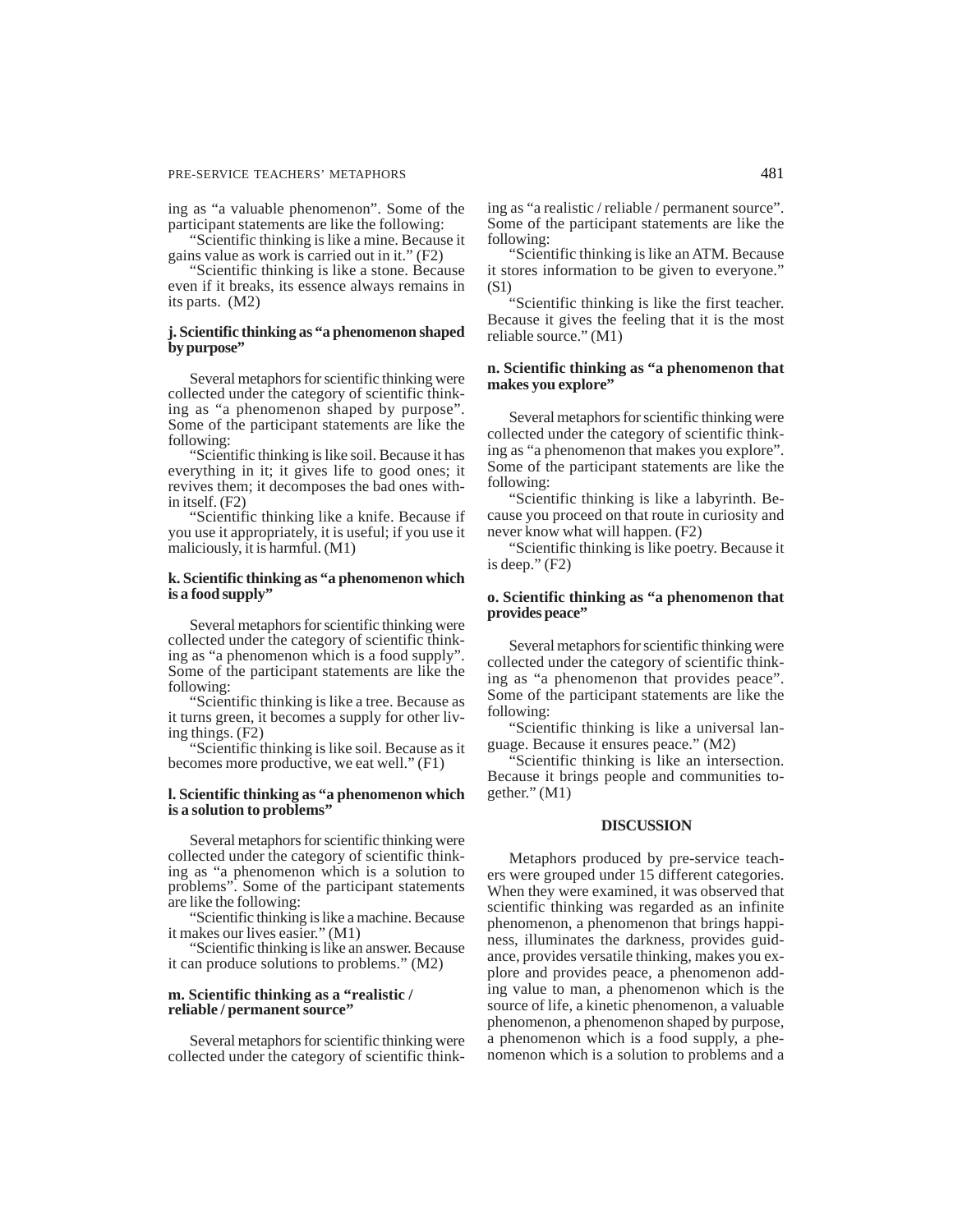ing as "a valuable phenomenon". Some of the participant statements are like the following:

"Scientific thinking is like a mine. Because it gains value as work is carried out in it." (F2)

"Scientific thinking is like a stone. Because even if it breaks, its essence always remains in its parts. (M2)

### j. Scientific thinking as "a phenomenon shaped by purpose"

Several metaphors for scientific thinking were collected under the category of scientific thinking as "a phenomenon shaped by purpose". Some of the participant statements are like the following:

"Scientific thinking is like soil. Because it has everything in it; it gives life to good ones; it revives them; it decomposes the bad ones within itself. (F2)

"Scientific thinking like a knife. Because if you use it appropriately, it is useful; if you use it maliciously, it is harmful. (M1)

### k. Scientific thinking as "a phenomenon which is a food supply"

Several metaphors for scientific thinking were collected under the category of scientific thinking as "a phenomenon which is a food supply". Some of the participant statements are like the following:

"Scientific thinking is like a tree. Because as it turns green, it becomes a supply for other living things. (F2)

"Scientific thinking is like soil. Because as it becomes more productive, we eat well." (F1)

### l. Scientific thinking as "a phenomenon which is a solution to problems"

Several metaphors for scientific thinking were collected under the category of scientific thinking as "a phenomenon which is a solution to problems". Some of the participant statements are like the following:

"Scientific thinking is like a machine. Because it makes our lives easier." (M1)

"Scientific thinking is like an answer. Because it can produce solutions to problems." (M2)

### m. Scientific thinking as a "realistic / reliable / permanent source"

Several metaphors for scientific thinking were collected under the category of scientific thinking as "a realistic / reliable / permanent source". Some of the participant statements are like the following:

"Scientific thinking is like an ATM. Because it stores information to be given to everyone." (S1)

"Scientific thinking is like the first teacher. Because it gives the feeling that it is the most reliable source." (M1)

### n. Scientific thinking as "a phenomenon that makes you explore"

Several metaphors for scientific thinking were collected under the category of scientific thinking as "a phenomenon that makes you explore". Some of the participant statements are like the following:

"Scientific thinking is like a labyrinth. Because you proceed on that route in curiosity and never know what will happen. (F2)

"Scientific thinking is like poetry. Because it is deep." (F2)

### o. Scientific thinking as "a phenomenon that provides peace"

Several metaphors for scientific thinking were collected under the category of scientific thinking as "a phenomenon that provides peace". Some of the participant statements are like the following:

"Scientific thinking is like a universal language. Because it ensures peace." (M2)

"Scientific thinking is like an intersection. Because it brings people and communities together." (M1)

## DISCUSSION

Metaphors produced by pre-service teachers were grouped under 15 different categories. When they were examined, it was observed that scientific thinking was regarded as an infinite phenomenon, a phenomenon that brings happiness, illuminates the darkness, provides guidance, provides versatile thinking, makes you explore and provides peace, a phenomenon adding value to man, a phenomenon which is the source of life, a kinetic phenomenon, a valuable phenomenon, a phenomenon shaped by purpose, a phenomenon which is a food supply, a phenomenon which is a solution to problems and a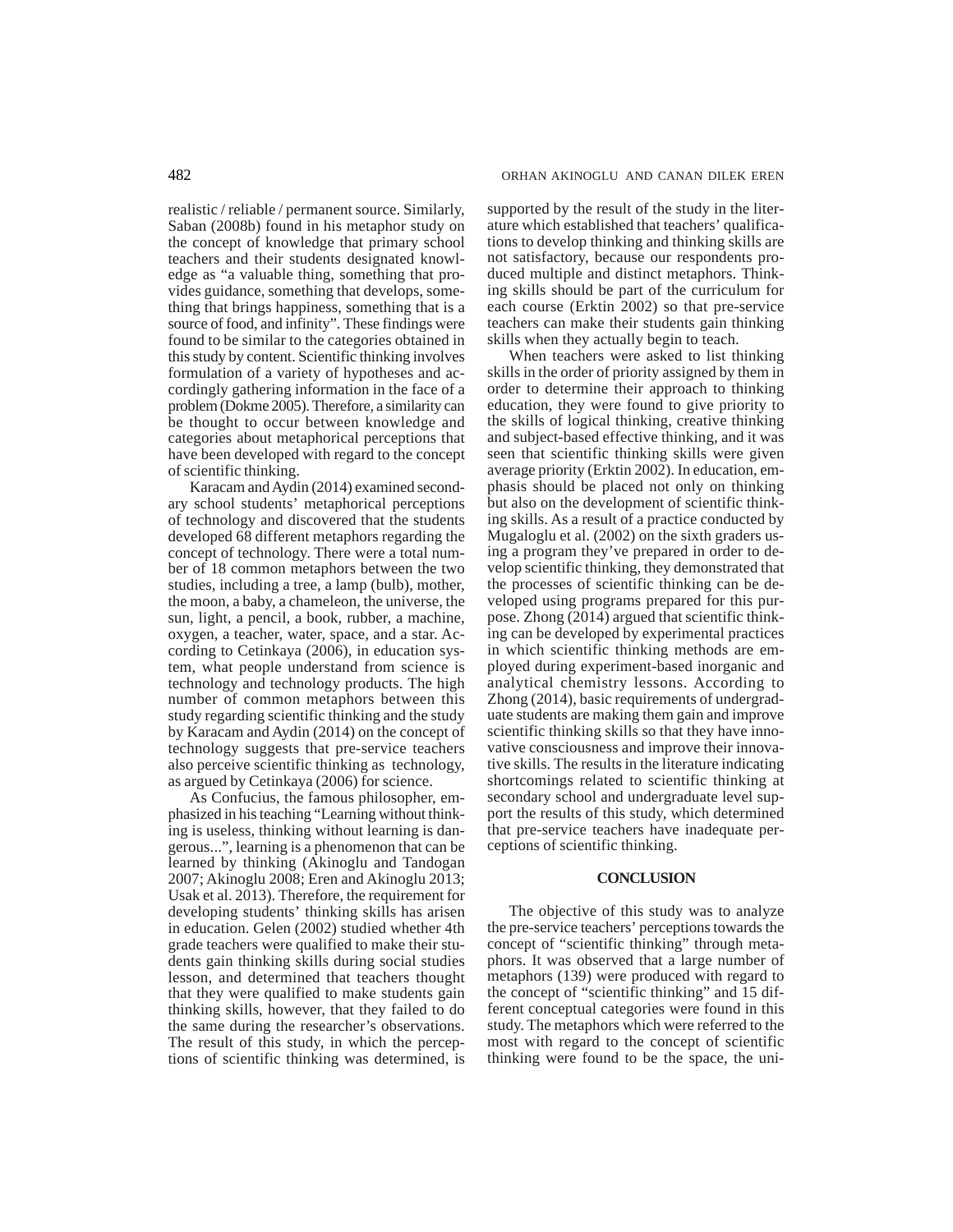realistic / reliable / permanent source. Similarly, Saban (2008b) found in his metaphor study on the concept of knowledge that primary school teachers and their students designated knowledge as "a valuable thing, something that provides guidance, something that develops, something that brings happiness, something that is a source of food, and infinity". These findings were found to be similar to the categories obtained in this study by content. Scientific thinking involves formulation of a variety of hypotheses and accordingly gathering information in the face of a problem (Dokme 2005). Therefore, a similarity can be thought to occur between knowledge and categories about metaphorical perceptions that have been developed with regard to the concept of scientific thinking.

Karacam and Aydin (2014) examined secondary school students' metaphorical perceptions of technology and discovered that the students developed 68 different metaphors regarding the concept of technology. There were a total number of 18 common metaphors between the two studies, including a tree, a lamp (bulb), mother, the moon, a baby, a chameleon, the universe, the sun, light, a pencil, a book, rubber, a machine, oxygen, a teacher, water, space, and a star. According to Cetinkaya (2006), in education system, what people understand from science is technology and technology products. The high number of common metaphors between this study regarding scientific thinking and the study by Karacam and Aydin (2014) on the concept of technology suggests that pre-service teachers also perceive scientific thinking as technology, as argued by Cetinkaya (2006) for science.

As Confucius, the famous philosopher, emphasized in his teaching "Learning without thinking is useless, thinking without learning is dangerous...", learning is a phenomenon that can be learned by thinking (Akinoglu and Tandogan 2007; Akinoglu 2008; Eren and Akinoglu 2013; Usak et al. 2013). Therefore, the requirement for developing students' thinking skills has arisen in education. Gelen (2002) studied whether 4th grade teachers were qualified to make their students gain thinking skills during social studies lesson, and determined that teachers thought that they were qualified to make students gain thinking skills, however, that they failed to do the same during the researcher's observations. The result of this study, in which the perceptions of scientific thinking was determined, is supported by the result of the study in the literature which established that teachers' qualifications to develop thinking and thinking skills are not satisfactory, because our respondents produced multiple and distinct metaphors. Thinking skills should be part of the curriculum for each course (Erktin 2002) so that pre-service teachers can make their students gain thinking skills when they actually begin to teach.

When teachers were asked to list thinking skills in the order of priority assigned by them in order to determine their approach to thinking education, they were found to give priority to the skills of logical thinking, creative thinking and subject-based effective thinking, and it was seen that scientific thinking skills were given average priority (Erktin 2002). In education, emphasis should be placed not only on thinking but also on the development of scientific thinking skills. As a result of a practice conducted by Mugaloglu et al. (2002) on the sixth graders using a program they've prepared in order to develop scientific thinking, they demonstrated that the processes of scientific thinking can be developed using programs prepared for this purpose. Zhong (2014) argued that scientific thinking can be developed by experimental practices in which scientific thinking methods are employed during experiment-based inorganic and analytical chemistry lessons. According to Zhong (2014), basic requirements of undergraduate students are making them gain and improve scientific thinking skills so that they have innovative consciousness and improve their innovative skills. The results in the literature indicating shortcomings related to scientific thinking at secondary school and undergraduate level support the results of this study, which determined that pre-service teachers have inadequate perceptions of scientific thinking.

## CONCLUSION

The objective of this study was to analyze the pre-service teachers' perceptions towards the concept of "scientific thinking" through metaphors. It was observed that a large number of metaphors (139) were produced with regard to the concept of "scientific thinking" and 15 different conceptual categories were found in this study. The metaphors which were referred to the most with regard to the concept of scientific thinking were found to be the space, the uni-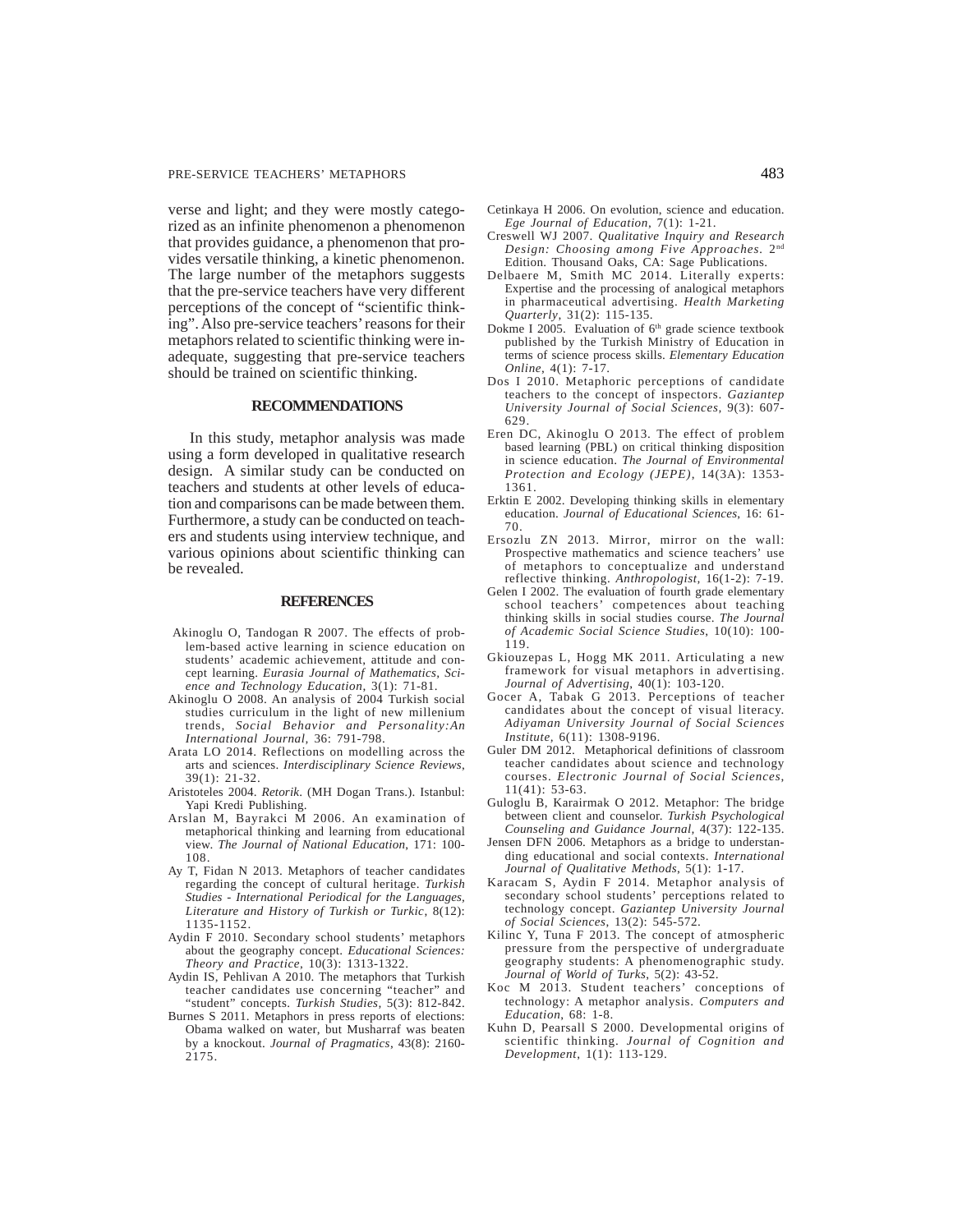verse and light; and they were mostly categorized as an infinite phenomenon a phenomenon that provides guidance, a phenomenon that provides versatile thinking, a kinetic phenomenon. The large number of the metaphors suggests that the pre-service teachers have very different perceptions of the concept of "scientific thinking". Also pre-service teachers' reasons for their metaphors related to scientific thinking were inadequate, suggesting that pre-service teachers should be trained on scientific thinking.

## RECOMMENDATIONS

In this study, metaphor analysis was made using a form developed in qualitative research design. A similar study can be conducted on teachers and students at other levels of education and comparisons can be made between them. Furthermore, a study can be conducted on teachers and students using interview technique, and various opinions about scientific thinking can be revealed.

## REFERENCES

Akinoglu O, Tandogan R 2007. The effects of problem-based active learning in science education on students' academic achievement, attitude and concept learning. *Eurasia Journal of Mathematics, Science and Technology Education,* 3(1): 71-81.

Akinoglu O 2008. An analysis of 2004 Turkish social studies curriculum in the light of new millenium trends, *Social Behavior and Personality:An International Journal,* 36: 791-798.

Arata LO 2014. Reflections on modelling across the arts and sciences. *Interdisciplinary Science Reviews*, 39(1): 21-32.

Aristoteles 2004. *Retorik.* (MH Dogan Trans.). Istanbul: Yapi Kredi Publishing.

Arslan M, Bayrakci M 2006. An examination of metaphorical thinking and learning from educational view. *The Journal of National Education*, 171: 100-108.

Ay T, Fidan N 2013. Metaphors of teacher candidates regarding the concept of cultural heritage. *Turkish Studies - International Periodical for the Languages, Literature and History of Turkish or Turkic,* 8(12): 1135-1152.

Aydin F 2010. Secondary school students' metaphors about the geography concept. *Educational Sciences: Theory and Practice,* 10(3): 1313-1322.

Aydin IS, Pehlivan A 2010. The metaphors that Turkish teacher candidates use concerning "teacher" and "student" concepts. *Turkish Studies*, 5(3): 812-842.

Burnes S 2011. Metaphors in press reports of elections: Obama walked on water, but Musharraf was beaten by a knockout. *Journal of Pragmatics*, 43(8): 2160-2175.

Cetinkaya H 2006. On evolution, science and education. *Ege Journal of Education*, 7(1): 1-21.

Creswell WJ 2007. *Qualitative Inquiry and Research Design: Choosing among Five Approaches*. 2nd Edition. Thousand Oaks, CA: Sage Publications.

Delbaere M, Smith MC 2014. Literally experts: Expertise and the processing of analogical metaphors in pharmaceutical advertising. *Health Marketing Quarterly*, 31(2): 115-135.

Dokme I 2005. Evaluation of 6th grade science textbook published by the Turkish Ministry of Education in terms of science process skills. *Elementary Education Online*, 4(1): 7-17.

Dos I 2010. Metaphoric perceptions of candidate teachers to the concept of inspectors. *Gaziantep University Journal of Social Sciences*, 9(3): 607-629.

Eren DC, Akinoglu O 2013. The effect of problem based learning (PBL) on critical thinking disposition in science education. *The Journal of Environmental Protection and Ecology (JEPE)*, 14(3A): 1353-1361.

Erktin E 2002. Developing thinking skills in elementary education. *Journal of Educational Sciences*, 16: 61-70.

Ersozlu ZN 2013. Mirror, mirror on the wall: Prospective mathematics and science teachers' use of metaphors to conceptualize and understand reflective thinking. *Anthropologist,* 16(1-2): 7-19.

Gelen I 2002. The evaluation of fourth grade elementary school teachers' competences about teaching thinking skills in social studies course. *The Journal of Academic Social Science Studies*, 10(10): 100-119.

Gkiouzepas L, Hogg MK 2011. Articulating a new framework for visual metaphors in advertising. *Journal of Advertising*, 40(1): 103-120.

Gocer A, Tabak G 2013. Perceptions of teacher candidates about the concept of visual literacy. *Adiyaman University Journal of Social Sciences Institute,* 6(11): 1308-9196.

Guler DM 2012. Metaphorical definitions of classroom teacher candidates about science and technology courses. *Electronic Journal of Social Sciences*, 11(41): 53-63.

Guloglu B, Karairmak O 2012. Metaphor: The bridge between client and counselor. *Turkish Psychological Counseling and Guidance Journal,* 4(37): 122-135.

Jensen DFN 2006. Metaphors as a bridge to understanding educational and social contexts. *International Journal of Qualitative Methods*, 5(1): 1-17.

Karacam S, Aydin F 2014. Metaphor analysis of secondary school students' perceptions related to technology concept. *Gaziantep University Journal of Social Sciences,* 13(2): 545-572.

Kilinc Y, Tuna F 2013. The concept of atmospheric pressure from the perspective of undergraduate geography students: A phenomenographic study. *Journal of World of Turks*, 5(2): 43-52.

Koc M 2013. Student teachers' conceptions of technology: A metaphor analysis. *Computers and Education*, 68: 1-8.

Kuhn D, Pearsall S 2000. Developmental origins of scientific thinking. *Journal of Cognition and Development*, 1(1): 113-129.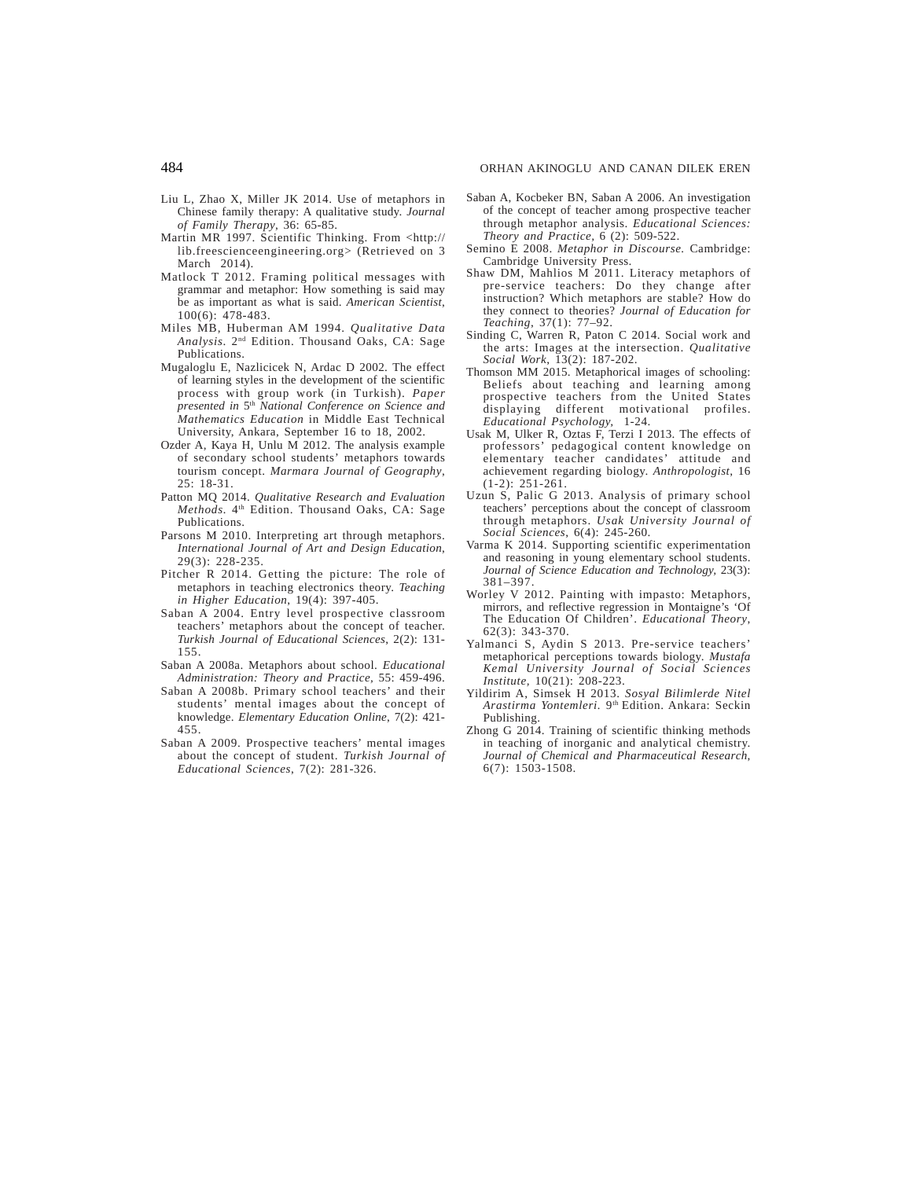Liu L, Zhao X, Miller JK 2014. Use of metaphors in Chinese family therapy: A qualitative study. *Journal of Family Therapy*, 36: 65-85.

Martin MR 1997. Scientific Thinking. From <http://lib.freescienceengineering.org> (Retrieved on 3 March 2014).

Matlock T 2012. Framing political messages with grammar and metaphor: How something is said may be as important as what is said. *American Scientist*, 100(6): 478-483.

Miles MB, Huberman AM 1994. *Qualitative Data Analysis*. 2nd Edition. Thousand Oaks, CA: Sage Publications.

Mugaloglu E, Nazlicicek N, Ardac D 2002. The effect of learning styles in the development of the scientific process with group work (in Turkish). *Paper presented in* 5th *National Conference on Science and Mathematics Education* in Middle East Technical University, Ankara, September 16 to 18, 2002.

Ozder A, Kaya H, Unlu M 2012. The analysis example of secondary school students' metaphors towards tourism concept. *Marmara Journal of Geography*, 25: 18-31.

Patton MQ 2014. *Qualitative Research and Evaluation Methods*. 4th Edition. Thousand Oaks, CA: Sage Publications.

Parsons M 2010. Interpreting art through metaphors. *International Journal of Art and Design Education*, 29(3): 228-235.

Pitcher R 2014. Getting the picture: The role of metaphors in teaching electronics theory. *Teaching in Higher Education*, 19(4): 397-405.

Saban A 2004. Entry level prospective classroom teachers' metaphors about the concept of teacher. *Turkish Journal of Educational Sciences*, 2(2): 131-155.

Saban A 2008a. Metaphors about school. *Educational Administration: Theory and Practice*, 55: 459-496.

Saban A 2008b. Primary school teachers' and their students' mental images about the concept of knowledge. *Elementary Education Online*, 7(2): 421-455.

Saban A 2009. Prospective teachers' mental images about the concept of student. *Turkish Journal of Educational Sciences*, 7(2): 281-326.

Saban A, Kocbeker BN, Saban A 2006. An investigation of the concept of teacher among prospective teacher through metaphor analysis. *Educational Sciences: Theory and Practice*, 6 (2): 509-522.

Semino E 2008. *Metaphor in Discourse.* Cambridge: Cambridge University Press.

Shaw DM, Mahlios M 2011. Literacy metaphors of pre-service teachers: Do they change after instruction? Which metaphors are stable? How do they connect to theories? *Journal of Education for Teaching*, 37(1): 77–92.

Sinding C, Warren R, Paton C 2014. Social work and the arts: Images at the intersection. *Qualitative Social Work*, 13(2): 187-202.

Thomson MM 2015. Metaphorical images of schooling: Beliefs about teaching and learning among prospective teachers from the United States displaying different motivational profiles. *Educational Psychology*, 1-24.

Usak M, Ulker R, Oztas F, Terzi I 2013. The effects of professors' pedagogical content knowledge on elementary teacher candidates' attitude and achievement regarding biology. *Anthropologist*, 16 (1-2): 251-261.

Uzun S, Palic G 2013. Analysis of primary school teachers' perceptions about the concept of classroom through metaphors. *Usak University Journal of Social Sciences*, 6(4): 245-260.

Varma K 2014. Supporting scientific experimentation and reasoning in young elementary school students. *Journal of Science Education and Technology*, 23(3): 381–397.

Worley V 2012. Painting with impasto: Metaphors, mirrors, and reflective regression in Montaigne's 'Of The Education Of Children'. *Educational Theory*, 62(3): 343-370.

Yalmanci S, Aydin S 2013. Pre-service teachers' metaphorical perceptions towards biology. *Mustafa Kemal University Journal of Social Sciences Institute*, 10(21): 208-223.

Yildirim A, Simsek H 2013. *Sosyal Bilimlerde Nitel Arastirma Yontemleri*. 9th Edition. Ankara: Seckin Publishing.

Zhong G 2014. Training of scientific thinking methods in teaching of inorganic and analytical chemistry. *Journal of Chemical and Pharmaceutical Research*, 6(7): 1503-1508.